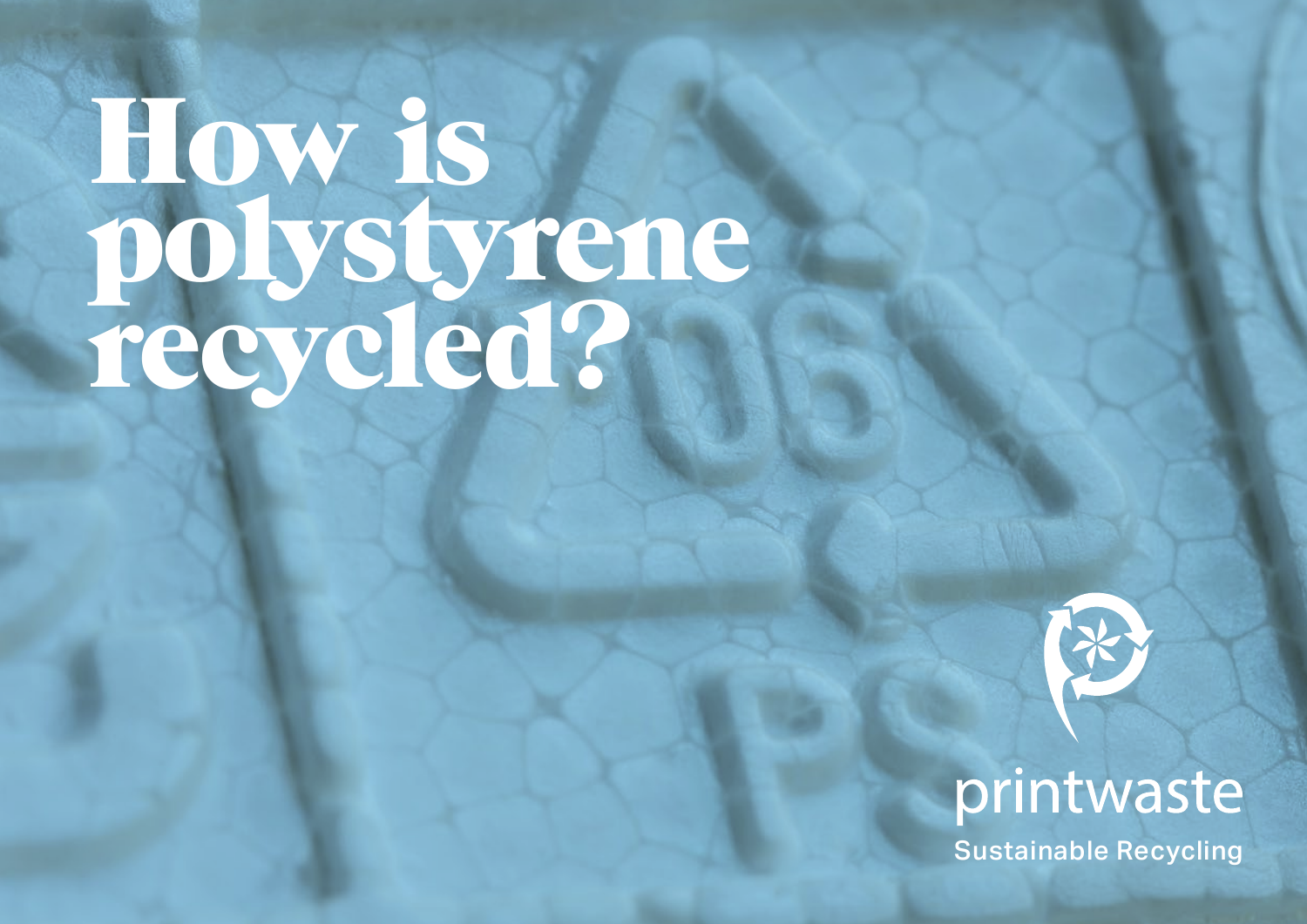# How is polystyrene recycled?

printwaste

Sustainable Recycling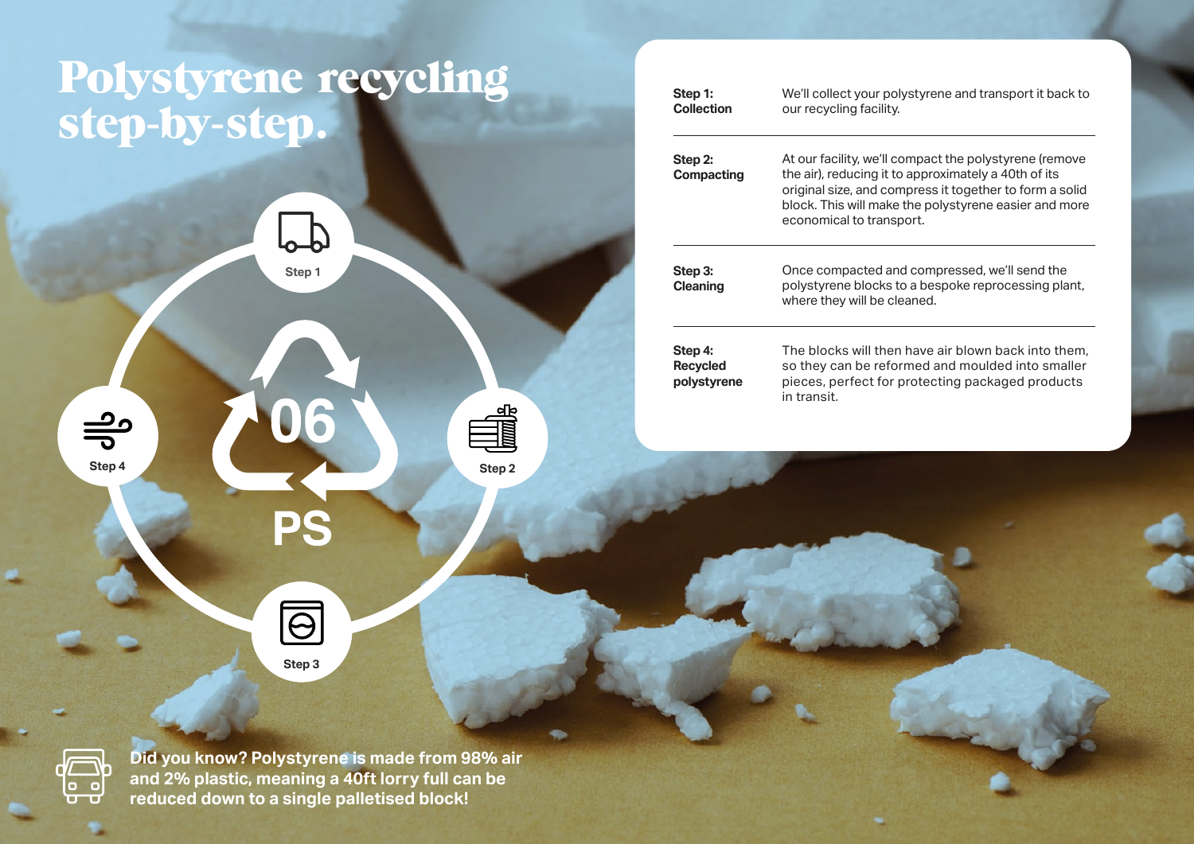# Polystyrene recycling step-by-step.

Step 1

Step 2

Step 3

Step 4

06

PS

| | |
|---|---|
| **Step 1: Collection** | We'll collect your polystyrene and transport it back to our recycling facility. |
| **Step 2: Compacting** | At our facility, we'll compact the polystyrene (remove the air), reducing it to approximately a 40th of its original size, and compress it together to form a solid block. This will make the polystyrene easier and more economical to transport. |
| **Step 3: Cleaning** | Once compacted and compressed, we'll send the polystyrene blocks to a bespoke reprocessing plant, where they will be cleaned. |
| **Step 4: Recycled polystyrene** | The blocks will then have air blown back into them, so they can be reformed and moulded into smaller pieces, perfect for protecting packaged products in transit. |

**Did you know? Polystyrene is made from 98% air and 2% plastic, meaning a 40ft lorry full can be reduced down to a single palletised block!**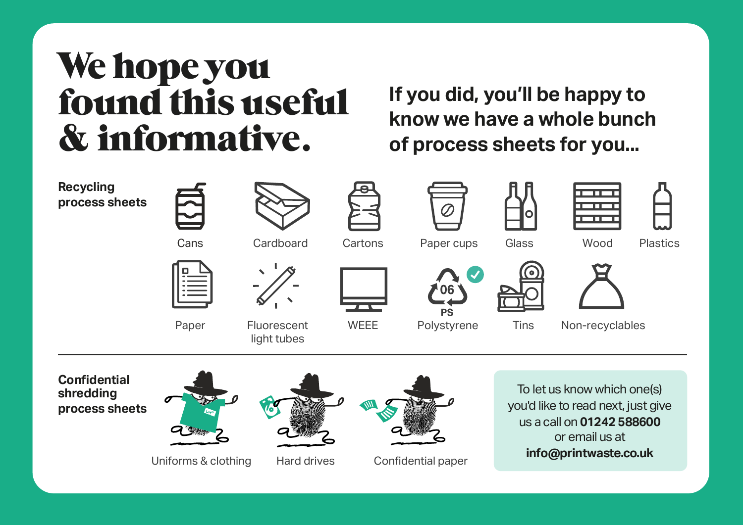# We hope you found this useful & informative.

**If you did, you'll be happy to know we have a whole bunch of process sheets for you...**

**Recycling process sheets**

- Cans
- Cardboard
- Cartons
- Paper cups
- Glass
- Wood
- Plastics
- Paper
- Fluorescent light tubes
- WEEE
- 06 PS Polystyrene
- Tins
- Non-recyclables

**Confidential shredding process sheets**

- Uniforms & clothing
- Hard drives
- Confidential paper

To let us know which one(s) you'd like to read next, just give us a call on **01242 588600** or email us at **info@printwaste.co.uk**